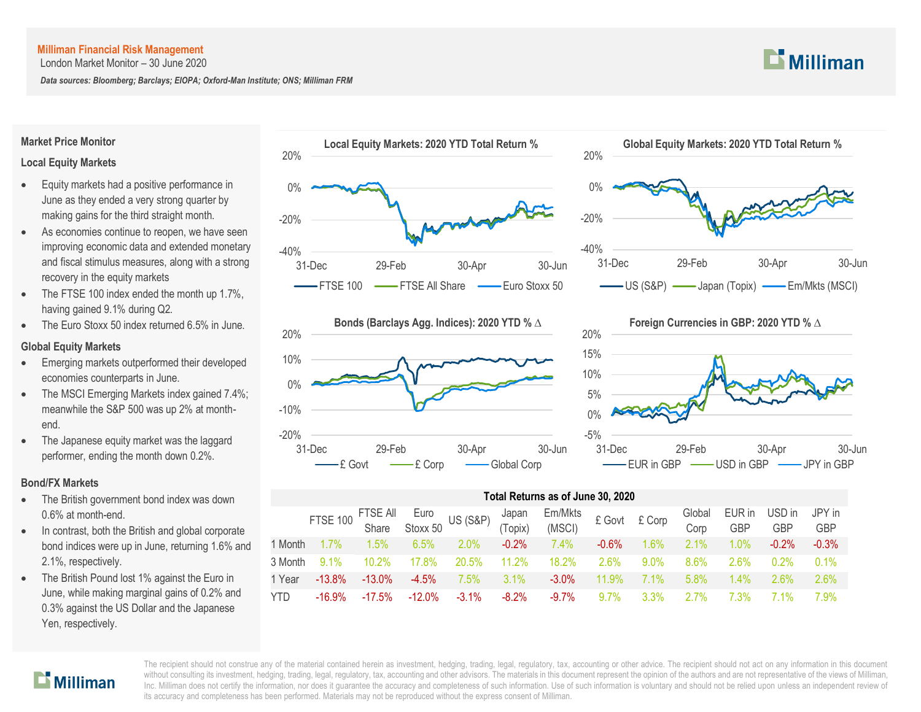**Milliman Financial Risk Management**

London Market Monitor – 30 June 2020

***Data sources: Bloomberg; Barclays; EIOPA; Oxford-Man Institute; ONS; Milliman FRM***

## Market Price Monitor

### Local Equity Markets

- Equity markets had a positive performance in June as they ended a very strong quarter by making gains for the third straight month.
- As economies continue to reopen, we have seen improving economic data and extended monetary and fiscal stimulus measures, along with a strong recovery in the equity markets
- The FTSE 100 index ended the month up 1.7%, having gained 9.1% during Q2.
- The Euro Stoxx 50 index returned 6.5% in June.

### Global Equity Markets

- Emerging markets outperformed their developed economies counterparts in June.
- The MSCI Emerging Markets index gained 7.4%; meanwhile the S&P 500 was up 2% at month-end.
- The Japanese equity market was the laggard performer, ending the month down 0.2%.

### Bond/FX Markets

- The British government bond index was down 0.6% at month-end.
- In contrast, both the British and global corporate bond indices were up in June, returning 1.6% and 2.1%, respectively.
- The British Pound lost 1% against the Euro in June, while making marginal gains of 0.2% and 0.3% against the US Dollar and the Japanese Yen, respectively.

**Local Equity Markets: 2020 YTD Total Return %**

**Global Equity Markets: 2020 YTD Total Return %**

**Bonds (Barclays Agg. Indices): 2020 YTD % Δ**

**Foreign Currencies in GBP: 2020 YTD % Δ**

**Total Returns as of June 30, 2020**

| | FTSE 100 | FTSE All Share | Euro Stoxx 50 | US (S&P) | Japan (Topix) | Em/Mkts (MSCI) | £ Govt | £ Corp | Global Corp | EUR in GBP | USD in GBP | JPY in GBP |
|---|---|---|---|---|---|---|---|---|---|---|---|---|
| 1 Month | 1.7% | 1.5% | 6.5% | 2.0% | -0.2% | 7.4% | -0.6% | 1.6% | 2.1% | 1.0% | -0.2% | -0.3% |
| 3 Month | 9.1% | 10.2% | 17.8% | 20.5% | 11.2% | 18.2% | 2.6% | 9.0% | 8.6% | 2.6% | 0.2% | 0.1% |
| 1 Year | -13.8% | -13.0% | -4.5% | 7.5% | 3.1% | -3.0% | 11.9% | 7.1% | 5.8% | 1.4% | 2.6% | 2.6% |
| YTD | -16.9% | -17.5% | -12.0% | -3.1% | -8.2% | -9.7% | 9.7% | 3.3% | 2.7% | 7.3% | 7.1% | 7.9% |

The recipient should not construe any of the material contained herein as investment, hedging, trading, legal, regulatory, tax, accounting or other advice. The recipient should not act on any information in this document without consulting its investment, hedging, trading, legal, regulatory, tax, accounting and other advisors. The materials in this document represent the opinion of the authors and are not representative of the views of Milliman, Inc. Milliman does not certify the information, nor does it guarantee the accuracy and completeness of such information. Use of such information is voluntary and should not be relied upon unless an independent review of its accuracy and completeness has been performed. Materials may not be reproduced without the express consent of Milliman.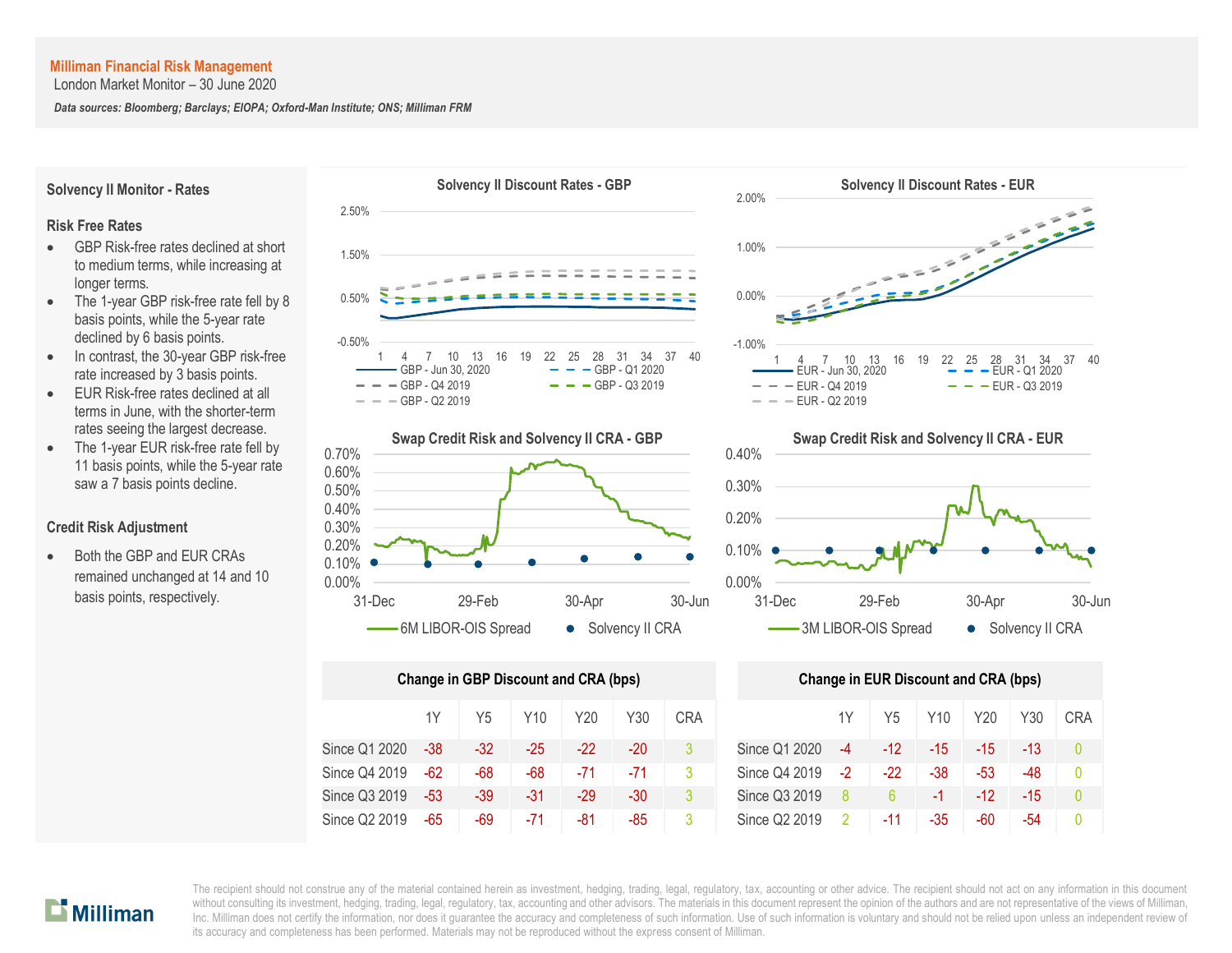**Milliman Financial Risk Management**
London Market Monitor – 30 June 2020

*Data sources: Bloomberg; Barclays; EIOPA; Oxford-Man Institute; ONS; Milliman FRM*

## Solvency II Monitor - Rates

### Risk Free Rates

- GBP Risk-free rates declined at short to medium terms, while increasing at longer terms.
- The 1-year GBP risk-free rate fell by 8 basis points, while the 5-year rate declined by 6 basis points.
- In contrast, the 30-year GBP risk-free rate increased by 3 basis points.
- EUR Risk-free rates declined at all terms in June, with the shorter-term rates seeing the largest decrease.
- The 1-year EUR risk-free rate fell by 11 basis points, while the 5-year rate saw a 7 basis points decline.

### Credit Risk Adjustment

- Both the GBP and EUR CRAs remained unchanged at 14 and 10 basis points, respectively.

**Solvency II Discount Rates - GBP**

**Solvency II Discount Rates - EUR**

**Swap Credit Risk and Solvency II CRA - GBP**

**Swap Credit Risk and Solvency II CRA - EUR**

**Change in GBP Discount and CRA (bps)**

| | 1Y | Y5 | Y10 | Y20 | Y30 | CRA |
|---|---|---|---|---|---|---|
| Since Q1 2020 | -38 | -32 | -25 | -22 | -20 | 3 |
| Since Q4 2019 | -62 | -68 | -68 | -71 | -71 | 3 |
| Since Q3 2019 | -53 | -39 | -31 | -29 | -30 | 3 |
| Since Q2 2019 | -65 | -69 | -71 | -81 | -85 | 3 |

**Change in EUR Discount and CRA (bps)**

| | 1Y | Y5 | Y10 | Y20 | Y30 | CRA |
|---|---|---|---|---|---|---|
| Since Q1 2020 | -4 | -12 | -15 | -15 | -13 | 0 |
| Since Q4 2019 | -2 | -22 | -38 | -53 | -48 | 0 |
| Since Q3 2019 | 8 | 6 | -1 | -12 | -15 | 0 |
| Since Q2 2019 | 2 | -11 | -35 | -60 | -54 | 0 |

The recipient should not construe any of the material contained herein as investment, hedging, trading, legal, regulatory, tax, accounting or other advice. The recipient should not act on any information in this document without consulting its investment, hedging, trading, legal, regulatory, tax, accounting and other advisors. The materials in this document represent the opinion of the authors and are not representative of the views of Milliman, Inc. Milliman does not certify the information, nor does it guarantee the accuracy and completeness of such information. Use of such information is voluntary and should not be relied upon unless an independent review of its accuracy and completeness has been performed. Materials may not be reproduced without the express consent of Milliman.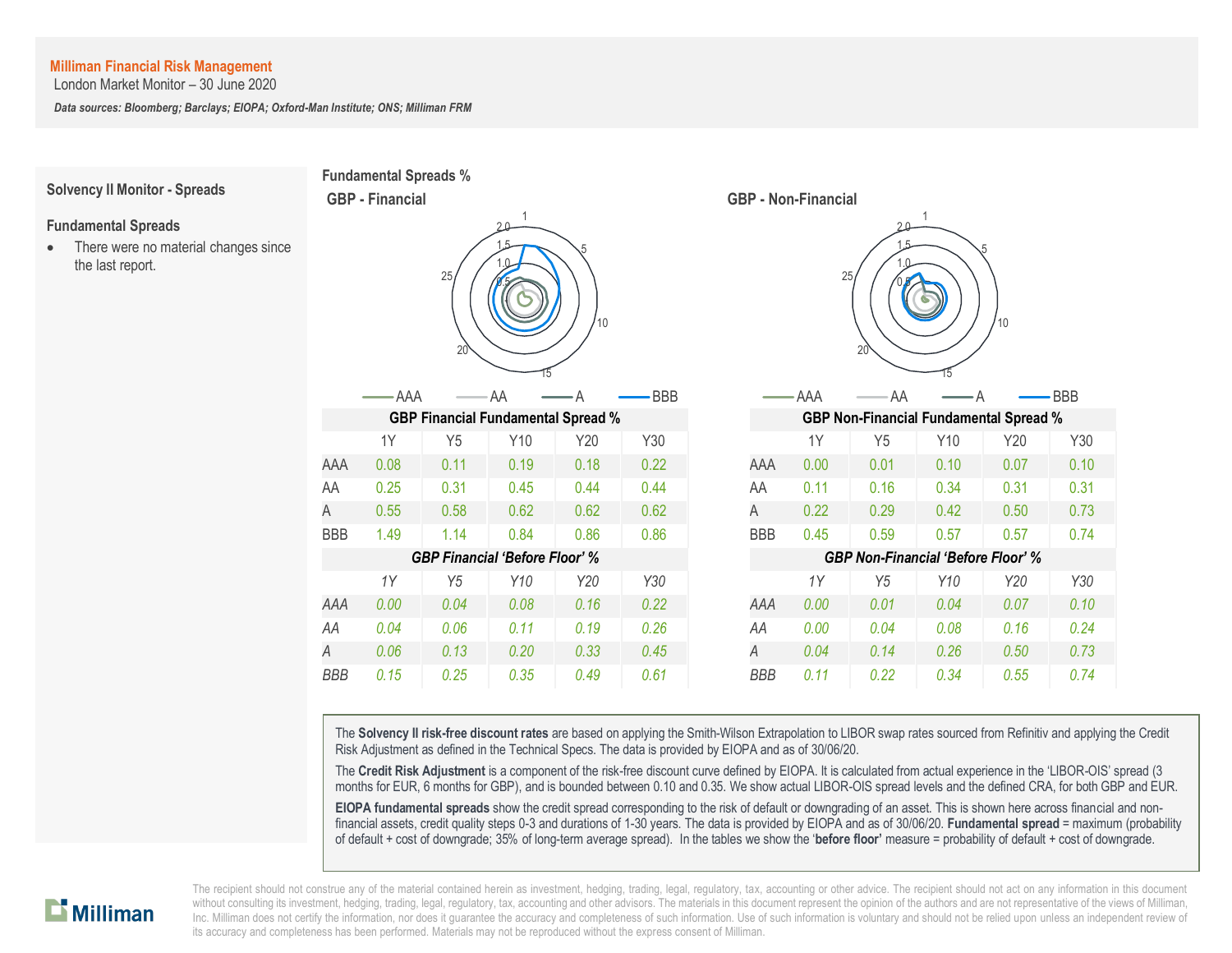**Milliman Financial Risk Management**
London Market Monitor – 30 June 2020

***Data sources: Bloomberg; Barclays; EIOPA; Oxford-Man Institute; ONS; Milliman FRM***

## Solvency II Monitor - Spreads

### Fundamental Spreads

- There were no material changes since the last report.

## Fundamental Spreads %

### GBP - Financial

### GBP - Non-Financial

| GBP Financial Fundamental Spread % | | | | | |
|---|---|---|---|---|---|
| | 1Y | Y5 | Y10 | Y20 | Y30 |
| AAA | 0.08 | 0.11 | 0.19 | 0.18 | 0.22 |
| AA | 0.25 | 0.31 | 0.45 | 0.44 | 0.44 |
| A | 0.55 | 0.58 | 0.62 | 0.62 | 0.62 |
| BBB | 1.49 | 1.14 | 0.84 | 0.86 | 0.86 |

| *GBP Financial 'Before Floor' %* | | | | | |
|---|---|---|---|---|---|
| | *1Y* | *Y5* | *Y10* | *Y20* | *Y30* |
| *AAA* | *0.00* | *0.04* | *0.08* | *0.16* | *0.22* |
| *AA* | *0.04* | *0.06* | *0.11* | *0.19* | *0.26* |
| *A* | *0.06* | *0.13* | *0.20* | *0.33* | *0.45* |
| *BBB* | *0.15* | *0.25* | *0.35* | *0.49* | *0.61* |

| GBP Non-Financial Fundamental Spread % | | | | | |
|---|---|---|---|---|---|
| | 1Y | Y5 | Y10 | Y20 | Y30 |
| AAA | 0.00 | 0.01 | 0.10 | 0.07 | 0.10 |
| AA | 0.11 | 0.16 | 0.34 | 0.31 | 0.31 |
| A | 0.22 | 0.29 | 0.42 | 0.50 | 0.73 |
| BBB | 0.45 | 0.59 | 0.57 | 0.57 | 0.74 |

| *GBP Non-Financial 'Before Floor' %* | | | | | |
|---|---|---|---|---|---|
| | *1Y* | *Y5* | *Y10* | *Y20* | *Y30* |
| *AAA* | *0.00* | *0.01* | *0.04* | *0.07* | *0.10* |
| *AA* | *0.00* | *0.04* | *0.08* | *0.16* | *0.24* |
| *A* | *0.04* | *0.14* | *0.26* | *0.50* | *0.73* |
| *BBB* | *0.11* | *0.22* | *0.34* | *0.55* | *0.74* |

The **Solvency II risk-free discount rates** are based on applying the Smith-Wilson Extrapolation to LIBOR swap rates sourced from Refinitiv and applying the Credit Risk Adjustment as defined in the Technical Specs. The data is provided by EIOPA and as of 30/06/20.

The **Credit Risk Adjustment** is a component of the risk-free discount curve defined by EIOPA. It is calculated from actual experience in the 'LIBOR-OIS' spread (3 months for EUR, 6 months for GBP), and is bounded between 0.10 and 0.35. We show actual LIBOR-OIS spread levels and the defined CRA, for both GBP and EUR.

**EIOPA fundamental spreads** show the credit spread corresponding to the risk of default or downgrading of an asset. This is shown here across financial and non-financial assets, credit quality steps 0-3 and durations of 1-30 years. The data is provided by EIOPA and as of 30/06/20. **Fundamental spread** = maximum (probability of default + cost of downgrade; 35% of long-term average spread). In the tables we show the '**before floor**' measure = probability of default + cost of downgrade.

The recipient should not construe any of the material contained herein as investment, hedging, trading, legal, regulatory, tax, accounting or other advice. The recipient should not act on any information in this document without consulting its investment, hedging, trading, legal, regulatory, tax, accounting and other advisors. The materials in this document represent the opinion of the authors and are not representative of the views of Milliman, Inc. Milliman does not certify the information, nor does it guarantee the accuracy and completeness of such information. Use of such information is voluntary and should not be relied upon unless an independent review of its accuracy and completeness has been performed. Materials may not be reproduced without the express consent of Milliman.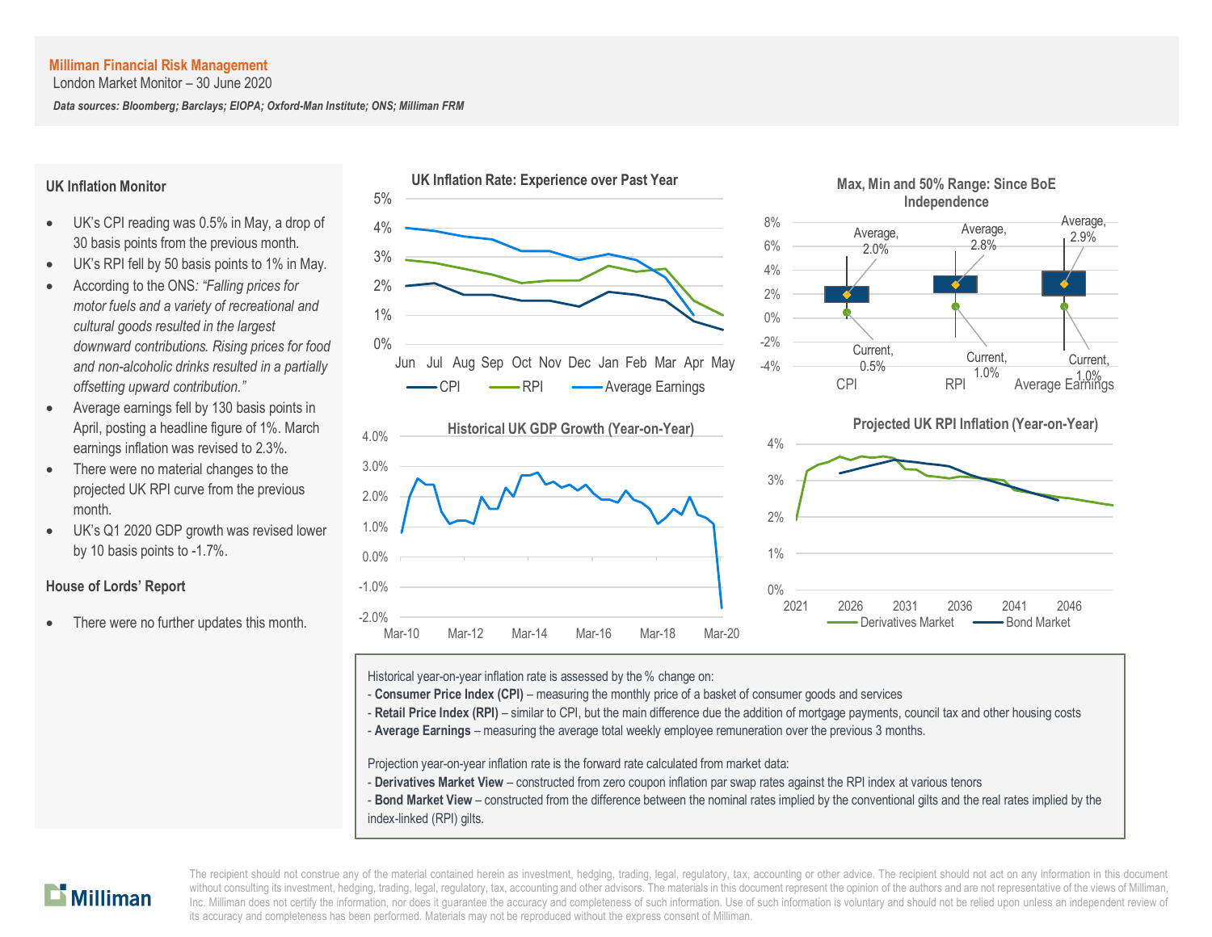**Milliman Financial Risk Management**
London Market Monitor – 30 June 2020

***Data sources: Bloomberg; Barclays; EIOPA; Oxford-Man Institute; ONS; Milliman FRM***

## UK Inflation Monitor

- UK's CPI reading was 0.5% in May, a drop of 30 basis points from the previous month.
- UK's RPI fell by 50 basis points to 1% in May.
- According to the ONS*: "Falling prices for motor fuels and a variety of recreational and cultural goods resulted in the largest downward contributions. Rising prices for food and non-alcoholic drinks resulted in a partially offsetting upward contribution."*
- Average earnings fell by 130 basis points in April, posting a headline figure of 1%. March earnings inflation was revised to 2.3%.
- There were no material changes to the projected UK RPI curve from the previous month.
- UK's Q1 2020 GDP growth was revised lower by 10 basis points to -1.7%.

## House of Lords' Report

- There were no further updates this month.

**UK Inflation Rate: Experience over Past Year**

**Max, Min and 50% Range: Since BoE Independence**

| | Average | Current |
|---|---|---|
| CPI | 2.0% | 0.5% |
| RPI | 2.8% | 1.0% |
| Average Earnings | 2.9% | 1.0% |

**Historical UK GDP Growth (Year-on-Year)**

**Projected UK RPI Inflation (Year-on-Year)**

Historical year-on-year inflation rate is assessed by the % change on:
- **Consumer Price Index (CPI)** – measuring the monthly price of a basket of consumer goods and services
- **Retail Price Index (RPI)** – similar to CPI, but the main difference due the addition of mortgage payments, council tax and other housing costs
- **Average Earnings** – measuring the average total weekly employee remuneration over the previous 3 months.

Projection year-on-year inflation rate is the forward rate calculated from market data:
- **Derivatives Market View** – constructed from zero coupon inflation par swap rates against the RPI index at various tenors
- **Bond Market View** – constructed from the difference between the nominal rates implied by the conventional gilts and the real rates implied by the index-linked (RPI) gilts.

The recipient should not construe any of the material contained herein as investment, hedging, trading, legal, regulatory, tax, accounting or other advice. The recipient should not act on any information in this document without consulting its investment, hedging, trading, legal, regulatory, tax, accounting and other advisors. The materials in this document represent the opinion of the authors and are not representative of the views of Milliman, Inc. Milliman does not certify the information, nor does it guarantee the accuracy and completeness of such information. Use of such information is voluntary and should not be relied upon unless an independent review of its accuracy and completeness has been performed. Materials may not be reproduced without the express consent of Milliman.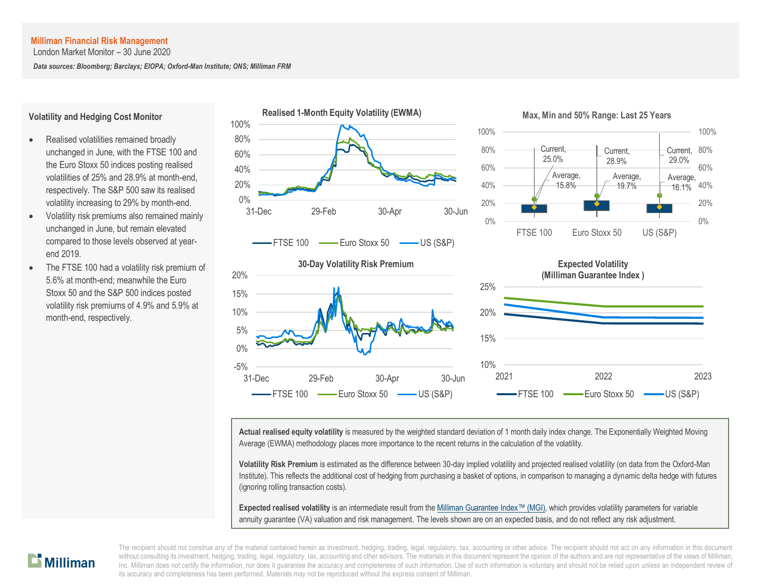**Milliman Financial Risk Management**
London Market Monitor – 30 June 2020

***Data sources: Bloomberg; Barclays; EIOPA; Oxford-Man Institute; ONS; Milliman FRM***

## Volatility and Hedging Cost Monitor

- Realised volatilities remained broadly unchanged in June, with the FTSE 100 and the Euro Stoxx 50 indices posting realised volatilities of 25% and 28.9% at month-end, respectively. The S&P 500 saw its realised volatility increasing to 29% by month-end.
- Volatility risk premiums also remained mainly unchanged in June, but remain elevated compared to those levels observed at year-end 2019.
- The FTSE 100 had a volatility risk premium of 5.6% at month-end; meanwhile the Euro Stoxx 50 and the S&P 500 indices posted volatility risk premiums of 4.9% and 5.9% at month-end, respectively.

**Realised 1-Month Equity Volatility (EWMA)**

**Max, Min and 50% Range: Last 25 Years**

| | FTSE 100 | Euro Stoxx 50 | US (S&P) |
|---|---|---|---|
| Current | 25.0% | 28.9% | 29.0% |
| Average | 15.8% | 19.7% | 16.1% |

**30-Day Volatility Risk Premium**

**Expected Volatility (Milliman Guarantee Index )**

**Actual realised equity volatility** is measured by the weighted standard deviation of 1 month daily index change. The Exponentially Weighted Moving Average (EWMA) methodology places more importance to the recent returns in the calculation of the volatility.

**Volatility Risk Premium** is estimated as the difference between 30-day implied volatility and projected realised volatility (on data from the Oxford-Man Institute). This reflects the additional cost of hedging from purchasing a basket of options, in comparison to managing a dynamic delta hedge with futures (ignoring rolling transaction costs).

**Expected realised volatility** is an intermediate result from the Milliman Guarantee Index™ (MGI), which provides volatility parameters for variable annuity guarantee (VA) valuation and risk management. The levels shown are on an expected basis, and do not reflect any risk adjustment.

The recipient should not construe any of the material contained herein as investment, hedging, trading, legal, regulatory, tax, accounting or other advice. The recipient should not act on any information in this document without consulting its investment, hedging, trading, legal, regulatory, tax, accounting and other advisors. The materials in this document represent the opinion of the authors and are not representative of the views of Milliman, Inc. Milliman does not certify the information, nor does it guarantee the accuracy and completeness of such information. Use of such information is voluntary and should not be relied upon unless an independent review of its accuracy and completeness has been performed. Materials may not be reproduced without the express consent of Milliman.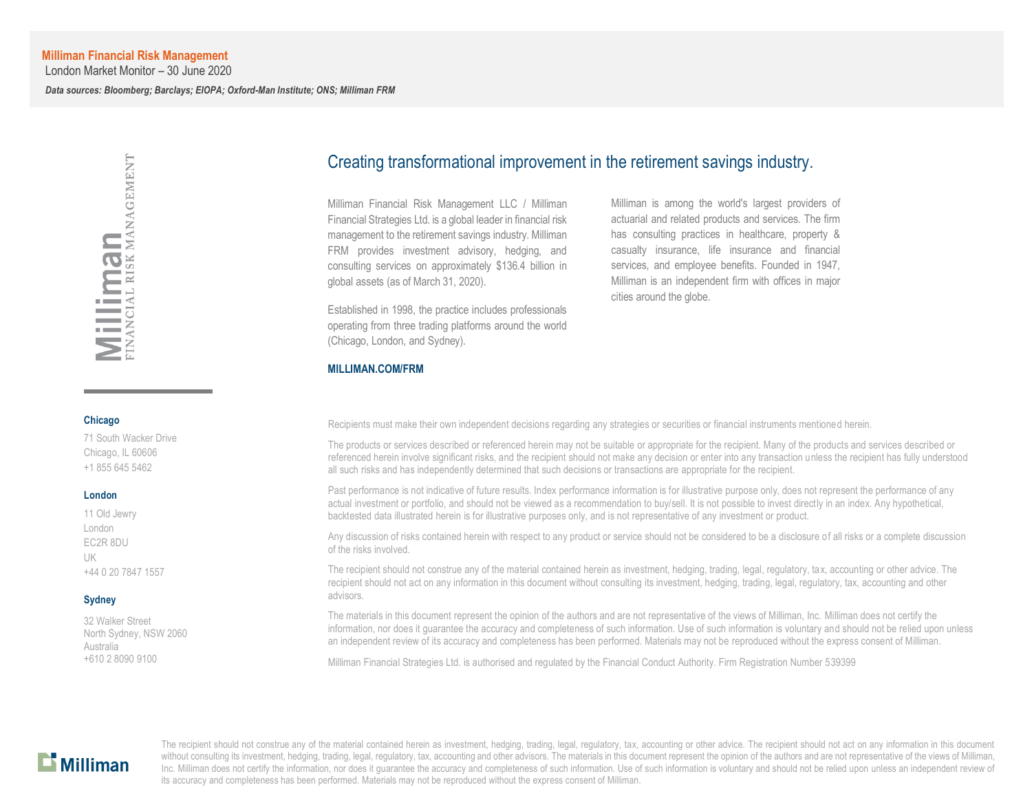## Creating transformational improvement in the retirement savings industry.

Milliman Financial Risk Management LLC / Milliman Financial Strategies Ltd. is a global leader in financial risk management to the retirement savings industry. Milliman FRM provides investment advisory, hedging, and consulting services on approximately $136.4 billion in global assets (as of March 31, 2020).

Established in 1998, the practice includes professionals operating from three trading platforms around the world (Chicago, London, and Sydney).

Milliman is among the world's largest providers of actuarial and related products and services. The firm has consulting practices in healthcare, property & casualty insurance, life insurance and financial services, and employee benefits. Founded in 1947, Milliman is an independent firm with offices in major cities around the globe.

**MILLIMAN.COM/FRM**

**Chicago**

71 South Wacker Drive
Chicago, IL 60606
+1 855 645 5462

**London**

11 Old Jewry
London
EC2R 8DU
UK
+44 0 20 7847 1557

**Sydney**

32 Walker Street
North Sydney, NSW 2060
Australia
+610 2 8090 9100

Recipients must make their own independent decisions regarding any strategies or securities or financial instruments mentioned herein.

The products or services described or referenced herein may not be suitable or appropriate for the recipient. Many of the products and services described or referenced herein involve significant risks, and the recipient should not make any decision or enter into any transaction unless the recipient has fully understood all such risks and has independently determined that such decisions or transactions are appropriate for the recipient.

Past performance is not indicative of future results. Index performance information is for illustrative purpose only, does not represent the performance of any actual investment or portfolio, and should not be viewed as a recommendation to buy/sell. It is not possible to invest directly in an index. Any hypothetical, backtested data illustrated herein is for illustrative purposes only, and is not representative of any investment or product.

Any discussion of risks contained herein with respect to any product or service should not be considered to be a disclosure of all risks or a complete discussion of the risks involved.

The recipient should not construe any of the material contained herein as investment, hedging, trading, legal, regulatory, tax, accounting or other advice. The recipient should not act on any information in this document without consulting its investment, hedging, trading, legal, regulatory, tax, accounting and other advisors.

The materials in this document represent the opinion of the authors and are not representative of the views of Milliman, Inc. Milliman does not certify the information, nor does it guarantee the accuracy and completeness of such information. Use of such information is voluntary and should not be relied upon unless an independent review of its accuracy and completeness has been performed. Materials may not be reproduced without the express consent of Milliman.

Milliman Financial Strategies Ltd. is authorised and regulated by the Financial Conduct Authority. Firm Registration Number 539399